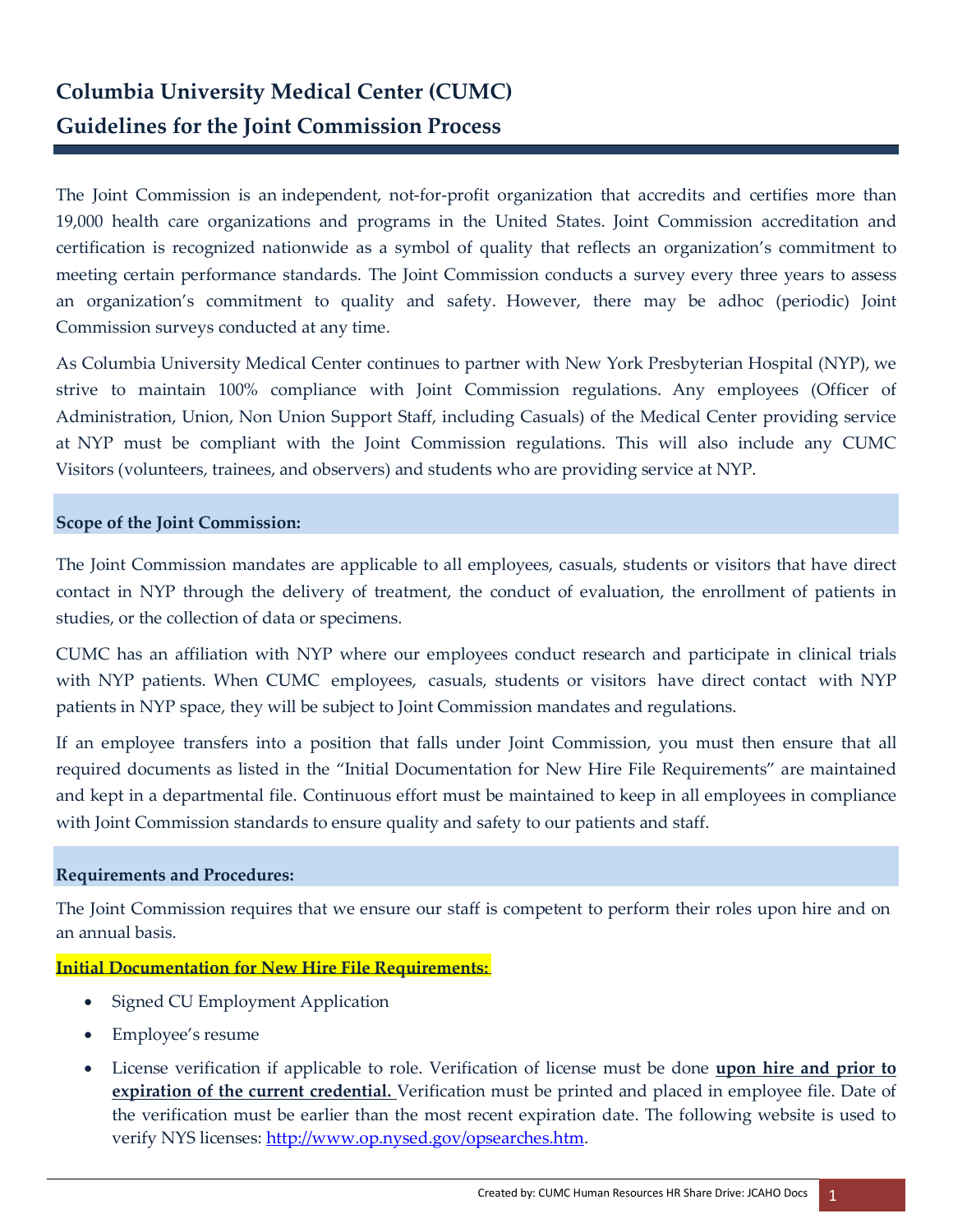# Columbia University Medical Center (CUMC)
# Guidelines for the Joint Commission Process

The Joint Commission is an independent, not-for-profit organization that accredits and certifies more than 19,000 health care organizations and programs in the United States. Joint Commission accreditation and certification is recognized nationwide as a symbol of quality that reflects an organization's commitment to meeting certain performance standards. The Joint Commission conducts a survey every three years to assess an organization's commitment to quality and safety. However, there may be adhoc (periodic) Joint Commission surveys conducted at any time.

As Columbia University Medical Center continues to partner with New York Presbyterian Hospital (NYP), we strive to maintain 100% compliance with Joint Commission regulations. Any employees (Officer of Administration, Union, Non Union Support Staff, including Casuals) of the Medical Center providing service at NYP must be compliant with the Joint Commission regulations. This will also include any CUMC Visitors (volunteers, trainees, and observers) and students who are providing service at NYP.

## Scope of the Joint Commission:

The Joint Commission mandates are applicable to all employees, casuals, students or visitors that have direct contact in NYP through the delivery of treatment, the conduct of evaluation, the enrollment of patients in studies, or the collection of data or specimens.

CUMC has an affiliation with NYP where our employees conduct research and participate in clinical trials with NYP patients. When CUMC employees, casuals, students or visitors have direct contact with NYP patients in NYP space, they will be subject to Joint Commission mandates and regulations.

If an employee transfers into a position that falls under Joint Commission, you must then ensure that all required documents as listed in the "Initial Documentation for New Hire File Requirements" are maintained and kept in a departmental file. Continuous effort must be maintained to keep in all employees in compliance with Joint Commission standards to ensure quality and safety to our patients and staff.

## Requirements and Procedures:

The Joint Commission requires that we ensure our staff is competent to perform their roles upon hire and on an annual basis.

**Initial Documentation for New Hire File Requirements:**

- Signed CU Employment Application
- Employee's resume
- License verification if applicable to role. Verification of license must be done **upon hire and prior to expiration of the current credential.** Verification must be printed and placed in employee file. Date of the verification must be earlier than the most recent expiration date. The following website is used to verify NYS licenses: http://www.op.nysed.gov/opsearches.htm.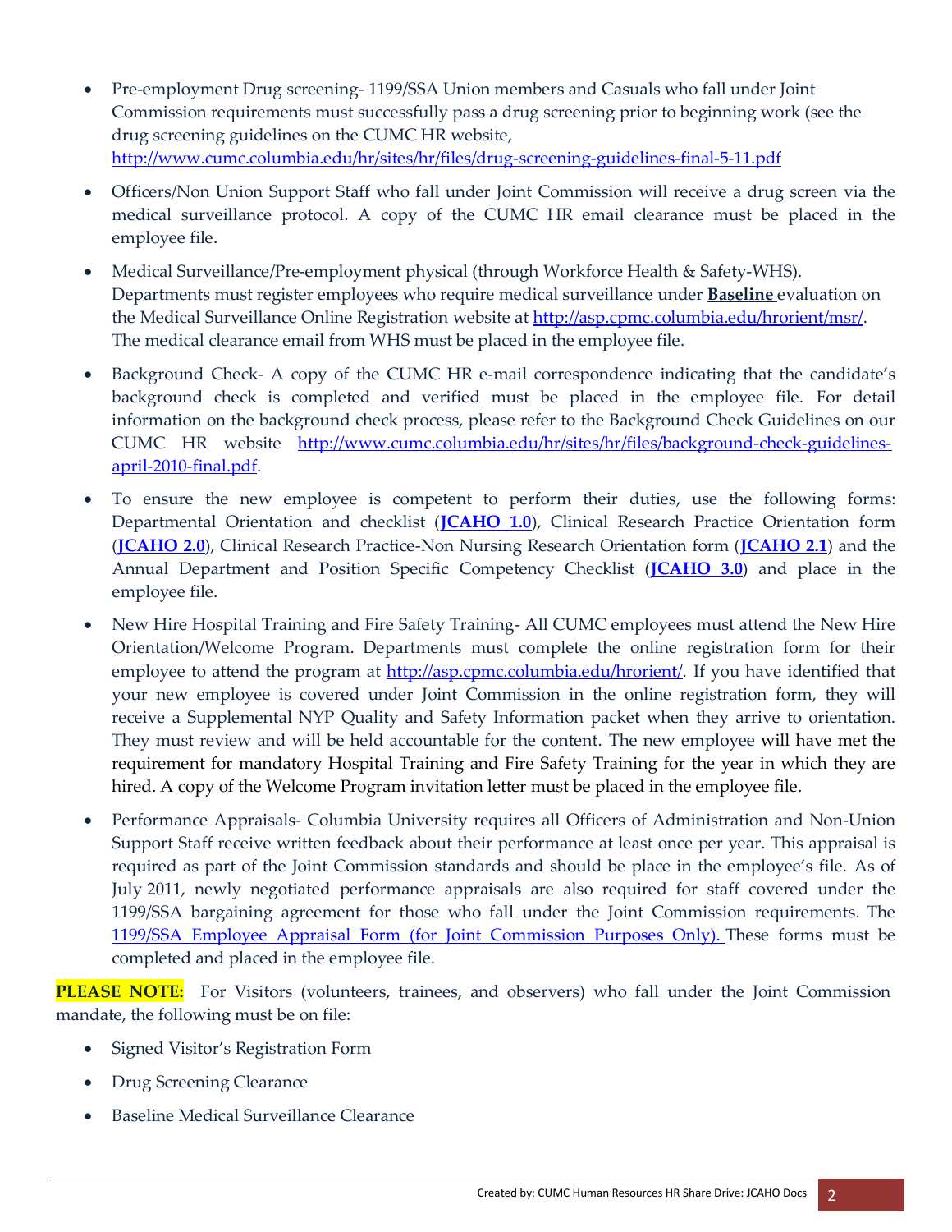- Pre-employment Drug screening- 1199/SSA Union members and Casuals who fall under Joint Commission requirements must successfully pass a drug screening prior to beginning work (see the drug screening guidelines on the CUMC HR website, http://www.cumc.columbia.edu/hr/sites/hr/files/drug-screening-guidelines-final-5-11.pdf

- Officers/Non Union Support Staff who fall under Joint Commission will receive a drug screen via the medical surveillance protocol. A copy of the CUMC HR email clearance must be placed in the employee file.

- Medical Surveillance/Pre-employment physical (through Workforce Health & Safety-WHS). Departments must register employees who require medical surveillance under **Baseline** evaluation on the Medical Surveillance Online Registration website at http://asp.cpmc.columbia.edu/hrorient/msr/. The medical clearance email from WHS must be placed in the employee file.

- Background Check- A copy of the CUMC HR e-mail correspondence indicating that the candidate's background check is completed and verified must be placed in the employee file. For detail information on the background check process, please refer to the Background Check Guidelines on our CUMC HR website http://www.cumc.columbia.edu/hr/sites/hr/files/background-check-guidelines-april-2010-final.pdf.

- To ensure the new employee is competent to perform their duties, use the following forms: Departmental Orientation and checklist (**JCAHO 1.0**), Clinical Research Practice Orientation form (**JCAHO 2.0**), Clinical Research Practice-Non Nursing Research Orientation form (**JCAHO 2.1**) and the Annual Department and Position Specific Competency Checklist (**JCAHO 3.0**) and place in the employee file.

- New Hire Hospital Training and Fire Safety Training- All CUMC employees must attend the New Hire Orientation/Welcome Program. Departments must complete the online registration form for their employee to attend the program at http://asp.cpmc.columbia.edu/hrorient/. If you have identified that your new employee is covered under Joint Commission in the online registration form, they will receive a Supplemental NYP Quality and Safety Information packet when they arrive to orientation. They must review and will be held accountable for the content. The new employee will have met the requirement for mandatory Hospital Training and Fire Safety Training for the year in which they are hired. A copy of the Welcome Program invitation letter must be placed in the employee file.

- Performance Appraisals- Columbia University requires all Officers of Administration and Non-Union Support Staff receive written feedback about their performance at least once per year. This appraisal is required as part of the Joint Commission standards and should be place in the employee's file. As of July 2011, newly negotiated performance appraisals are also required for staff covered under the 1199/SSA bargaining agreement for those who fall under the Joint Commission requirements. The 1199/SSA Employee Appraisal Form (for Joint Commission Purposes Only). These forms must be completed and placed in the employee file.

**PLEASE NOTE:** For Visitors (volunteers, trainees, and observers) who fall under the Joint Commission mandate, the following must be on file:

- Signed Visitor's Registration Form
- Drug Screening Clearance
- Baseline Medical Surveillance Clearance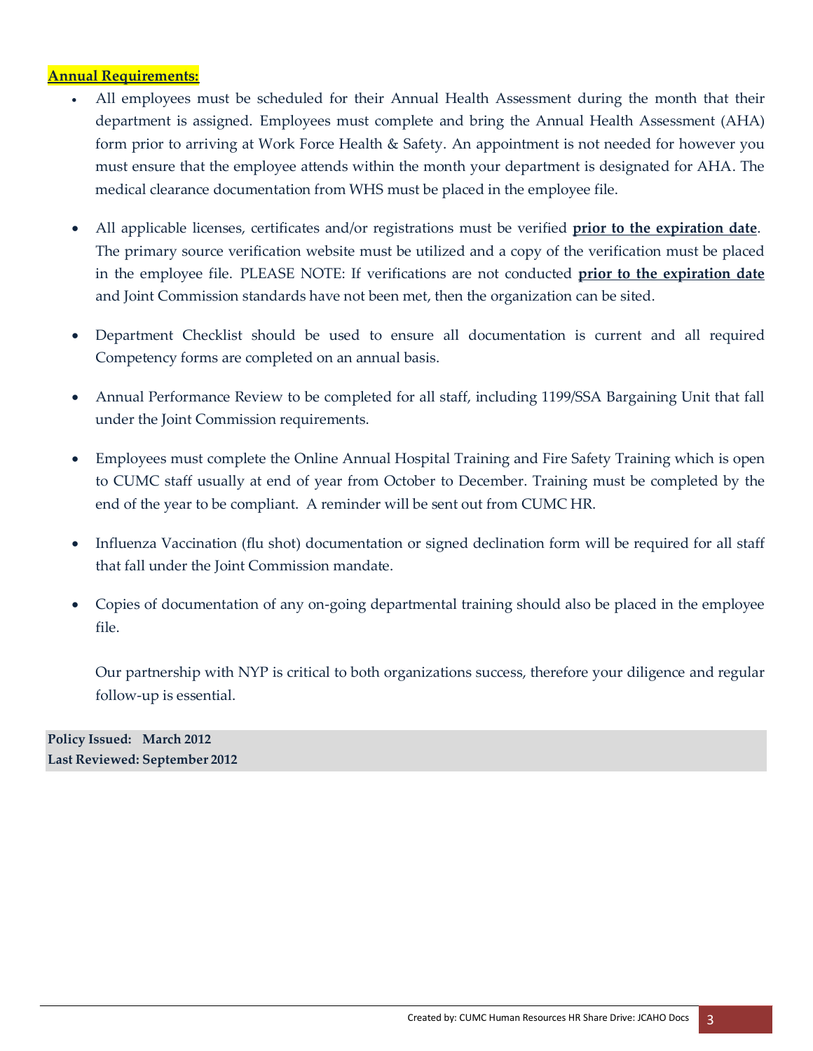**Annual Requirements:**

- All employees must be scheduled for their Annual Health Assessment during the month that their department is assigned. Employees must complete and bring the Annual Health Assessment (AHA) form prior to arriving at Work Force Health & Safety. An appointment is not needed for however you must ensure that the employee attends within the month your department is designated for AHA. The medical clearance documentation from WHS must be placed in the employee file.

- All applicable licenses, certificates and/or registrations must be verified **prior to the expiration date**. The primary source verification website must be utilized and a copy of the verification must be placed in the employee file. PLEASE NOTE: If verifications are not conducted **prior to the expiration date** and Joint Commission standards have not been met, then the organization can be sited.

- Department Checklist should be used to ensure all documentation is current and all required Competency forms are completed on an annual basis.

- Annual Performance Review to be completed for all staff, including 1199/SSA Bargaining Unit that fall under the Joint Commission requirements.

- Employees must complete the Online Annual Hospital Training and Fire Safety Training which is open to CUMC staff usually at end of year from October to December. Training must be completed by the end of the year to be compliant. A reminder will be sent out from CUMC HR.

- Influenza Vaccination (flu shot) documentation or signed declination form will be required for all staff that fall under the Joint Commission mandate.

- Copies of documentation of any on-going departmental training should also be placed in the employee file.

Our partnership with NYP is critical to both organizations success, therefore your diligence and regular follow-up is essential.

**Policy Issued: March 2012**
**Last Reviewed: September 2012**